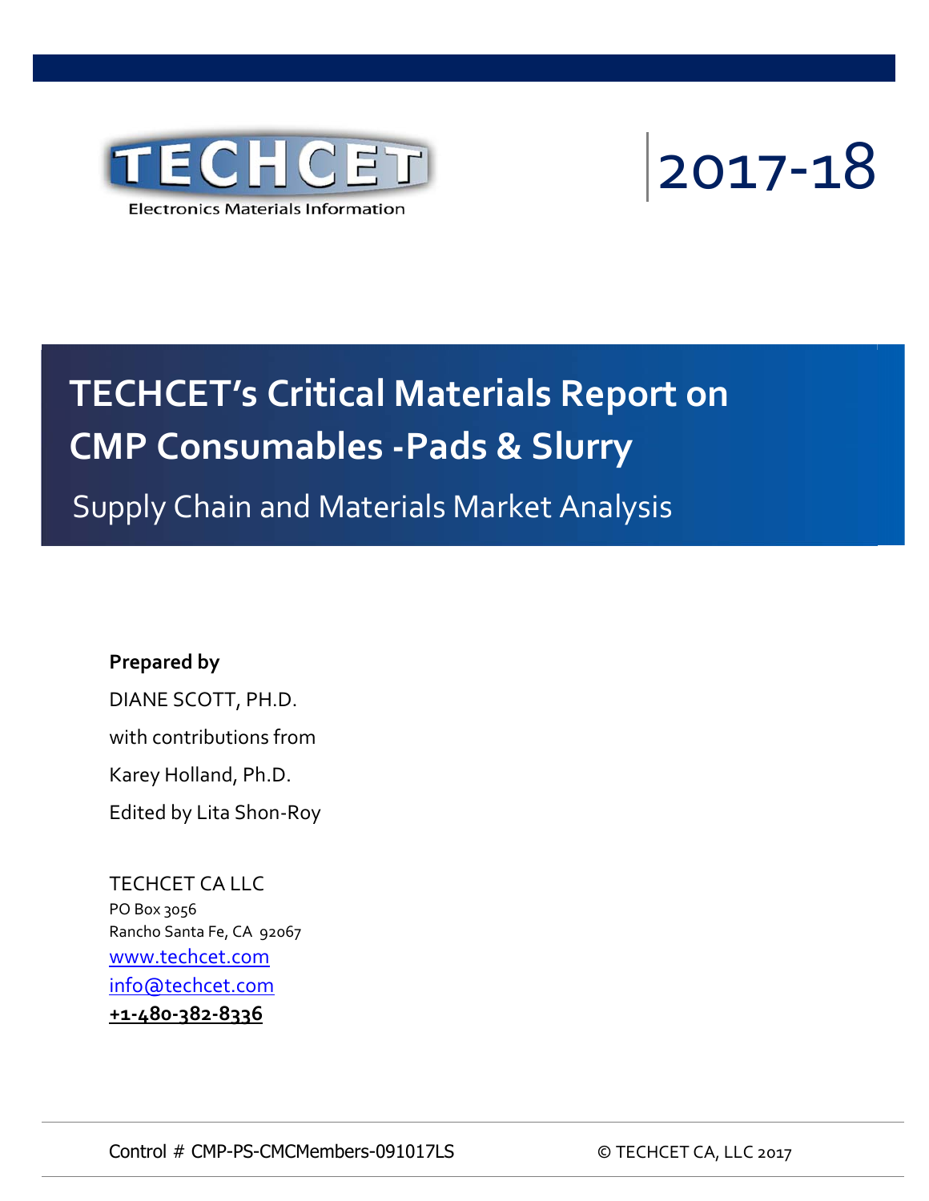TECHCET

Electronics Materials Information

2017-18

# TECHCET's Critical Materials Report on CMP Consumables -Pads & Slurry

## Supply Chain and Materials Market Analysis

**Prepared by**

DIANE SCOTT, PH.D.

with contributions from

Karey Holland, Ph.D.

Edited by Lita Shon-Roy

TECHCET CA LLC
PO Box 3056
Rancho Santa Fe, CA 92067
www.techcet.com
info@techcet.com
**+1-480-382-8336**

Control # CMP-PS-CMCMembers-091017LS

© TECHCET CA, LLC 2017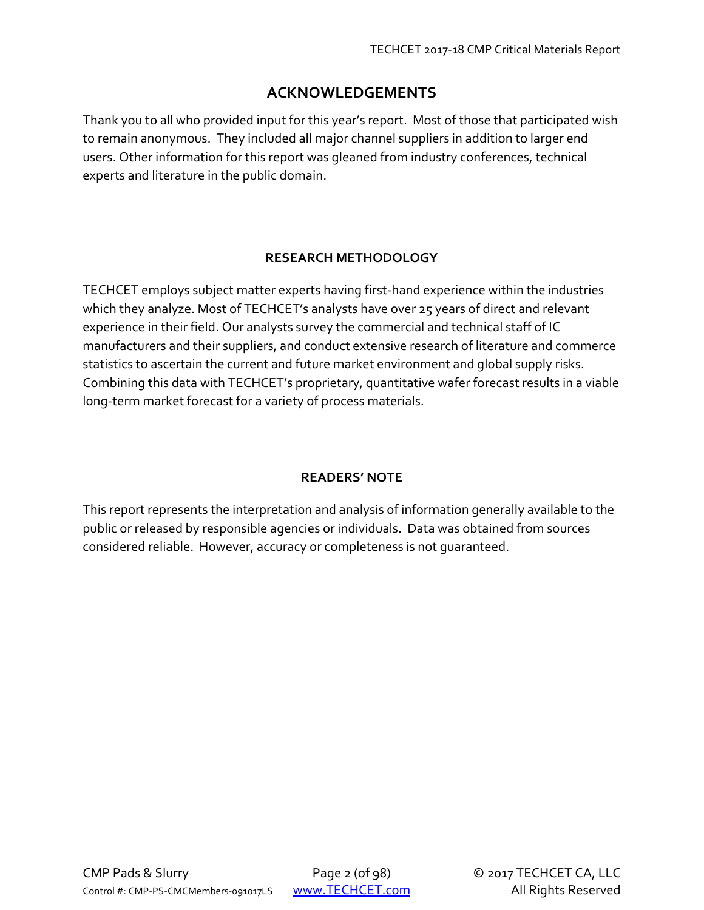## ACKNOWLEDGEMENTS

Thank you to all who provided input for this year's report. Most of those that participated wish to remain anonymous. They included all major channel suppliers in addition to larger end users. Other information for this report was gleaned from industry conferences, technical experts and literature in the public domain.

### RESEARCH METHODOLOGY

TECHCET employs subject matter experts having first-hand experience within the industries which they analyze. Most of TECHCET's analysts have over 25 years of direct and relevant experience in their field. Our analysts survey the commercial and technical staff of IC manufacturers and their suppliers, and conduct extensive research of literature and commerce statistics to ascertain the current and future market environment and global supply risks. Combining this data with TECHCET's proprietary, quantitative wafer forecast results in a viable long-term market forecast for a variety of process materials.

### READERS' NOTE

This report represents the interpretation and analysis of information generally available to the public or released by responsible agencies or individuals. Data was obtained from sources considered reliable. However, accuracy or completeness is not guaranteed.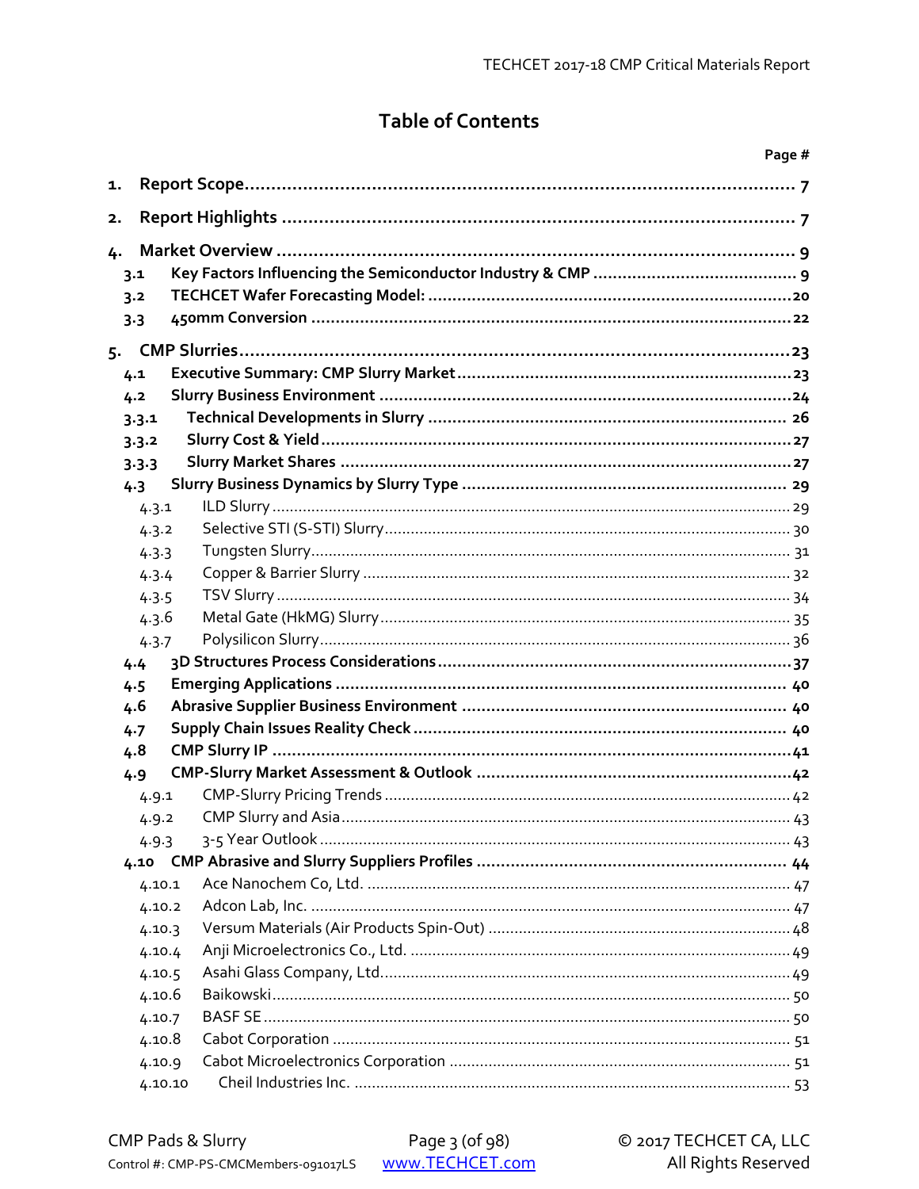# Table of Contents

| | | Page # |
|---|---|---|
| **1.** | **Report Scope** | **7** |
| **2.** | **Report Highlights** | **7** |
| **4.** | **Market Overview** | **9** |
| **3.1** | **Key Factors Influencing the Semiconductor Industry & CMP** | **9** |
| **3.2** | **TECHCET Wafer Forecasting Model:** | **20** |
| **3.3** | **450mm Conversion** | **22** |
| **5.** | **CMP Slurries** | **23** |
| **4.1** | **Executive Summary: CMP Slurry Market** | **23** |
| **4.2** | **Slurry Business Environment** | **24** |
| **3.3.1** | **Technical Developments in Slurry** | **26** |
| **3.3.2** | **Slurry Cost & Yield** | **27** |
| **3.3.3** | **Slurry Market Shares** | **27** |
| **4.3** | **Slurry Business Dynamics by Slurry Type** | **29** |
| 4.3.1 | ILD Slurry | 29 |
| 4.3.2 | Selective STI (S-STI) Slurry | 30 |
| 4.3.3 | Tungsten Slurry | 31 |
| 4.3.4 | Copper & Barrier Slurry | 32 |
| 4.3.5 | TSV Slurry | 34 |
| 4.3.6 | Metal Gate (HkMG) Slurry | 35 |
| 4.3.7 | Polysilicon Slurry | 36 |
| **4.4** | **3D Structures Process Considerations** | **37** |
| **4.5** | **Emerging Applications** | **40** |
| **4.6** | **Abrasive Supplier Business Environment** | **40** |
| **4.7** | **Supply Chain Issues Reality Check** | **40** |
| **4.8** | **CMP Slurry IP** | **41** |
| **4.9** | **CMP-Slurry Market Assessment & Outlook** | **42** |
| 4.9.1 | CMP-Slurry Pricing Trends | 42 |
| 4.9.2 | CMP Slurry and Asia | 43 |
| 4.9.3 | 3-5 Year Outlook | 43 |
| **4.10** | **CMP Abrasive and Slurry Suppliers Profiles** | **44** |
| 4.10.1 | Ace Nanochem Co, Ltd. | 47 |
| 4.10.2 | Adcon Lab, Inc. | 47 |
| 4.10.3 | Versum Materials (Air Products Spin-Out) | 48 |
| 4.10.4 | Anji Microelectronics Co., Ltd. | 49 |
| 4.10.5 | Asahi Glass Company, Ltd. | 49 |
| 4.10.6 | Baikowski | 50 |
| 4.10.7 | BASF SE | 50 |
| 4.10.8 | Cabot Corporation | 51 |
| 4.10.9 | Cabot Microelectronics Corporation | 51 |
| 4.10.10 | Cheil Industries Inc. | 53 |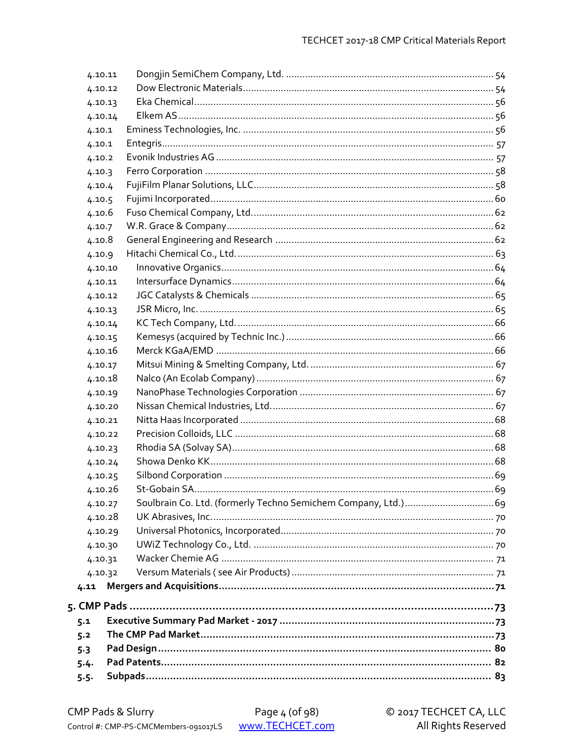4.10.11 Dongjin SemiChem Company, Ltd. ........................................................................ 54
4.10.12 Dow Electronic Materials........................................................................ 54
4.10.13 Eka Chemical........................................................................ 56
4.10.14 Elkem AS........................................................................ 56
4.10.1 Eminess Technologies, Inc. ........................................................................ 56
4.10.1 Entegris........................................................................ 57
4.10.2 Evonik Industries AG ........................................................................ 57
4.10.3 Ferro Corporation ........................................................................ 58
4.10.4 FujiFilm Planar Solutions, LLC........................................................................ 58
4.10.5 Fujimi Incorporated........................................................................ 60
4.10.6 Fuso Chemical Company, Ltd........................................................................ 62
4.10.7 W.R. Grace & Company........................................................................ 62
4.10.8 General Engineering and Research ........................................................................ 62
4.10.9 Hitachi Chemical Co., Ltd........................................................................ 63
4.10.10 Innovative Organics........................................................................ 64
4.10.11 Intersurface Dynamics........................................................................ 64
4.10.12 JGC Catalysts & Chemicals ........................................................................ 65
4.10.13 JSR Micro, Inc. ........................................................................ 65
4.10.14 KC Tech Company, Ltd........................................................................ 66
4.10.15 Kemesys (acquired by Technic Inc.)........................................................................ 66
4.10.16 Merck KGaA/EMD ........................................................................ 66
4.10.17 Mitsui Mining & Smelting Company, Ltd. ........................................................................ 67
4.10.18 Nalco (An Ecolab Company)........................................................................ 67
4.10.19 NanoPhase Technologies Corporation ........................................................................ 67
4.10.20 Nissan Chemical Industries, Ltd........................................................................ 67
4.10.21 Nitta Haas Incorporated ........................................................................ 68
4.10.22 Precision Colloids, LLC ........................................................................ 68
4.10.23 Rhodia SA (Solvay SA)........................................................................ 68
4.10.24 Showa Denko KK........................................................................ 68
4.10.25 Silbond Corporation ........................................................................ 69
4.10.26 St-Gobain SA........................................................................ 69
4.10.27 Soulbrain Co. Ltd. (formerly Techno Semichem Company, Ltd.)........................................ 69
4.10.28 UK Abrasives, Inc........................................................................ 70
4.10.29 Universal Photonics, Incorporated........................................................................ 70
4.10.30 UWiZ Technology Co., Ltd. ........................................................................ 70
4.10.31 Wacker Chemie AG ........................................................................ 71
4.10.32 Versum Materials ( see Air Products)........................................................................ 71

**4.11 Mergers and Acquisitions........................................................................ 71**

**5. CMP Pads ........................................................................ 73**

**5.1 Executive Summary Pad Market - 2017 ........................................................................ 73**

**5.2 The CMP Pad Market........................................................................ 73**

**5.3 Pad Design........................................................................ 80**

**5.4. Pad Patents........................................................................ 82**

**5.5. Subpads........................................................................ 83**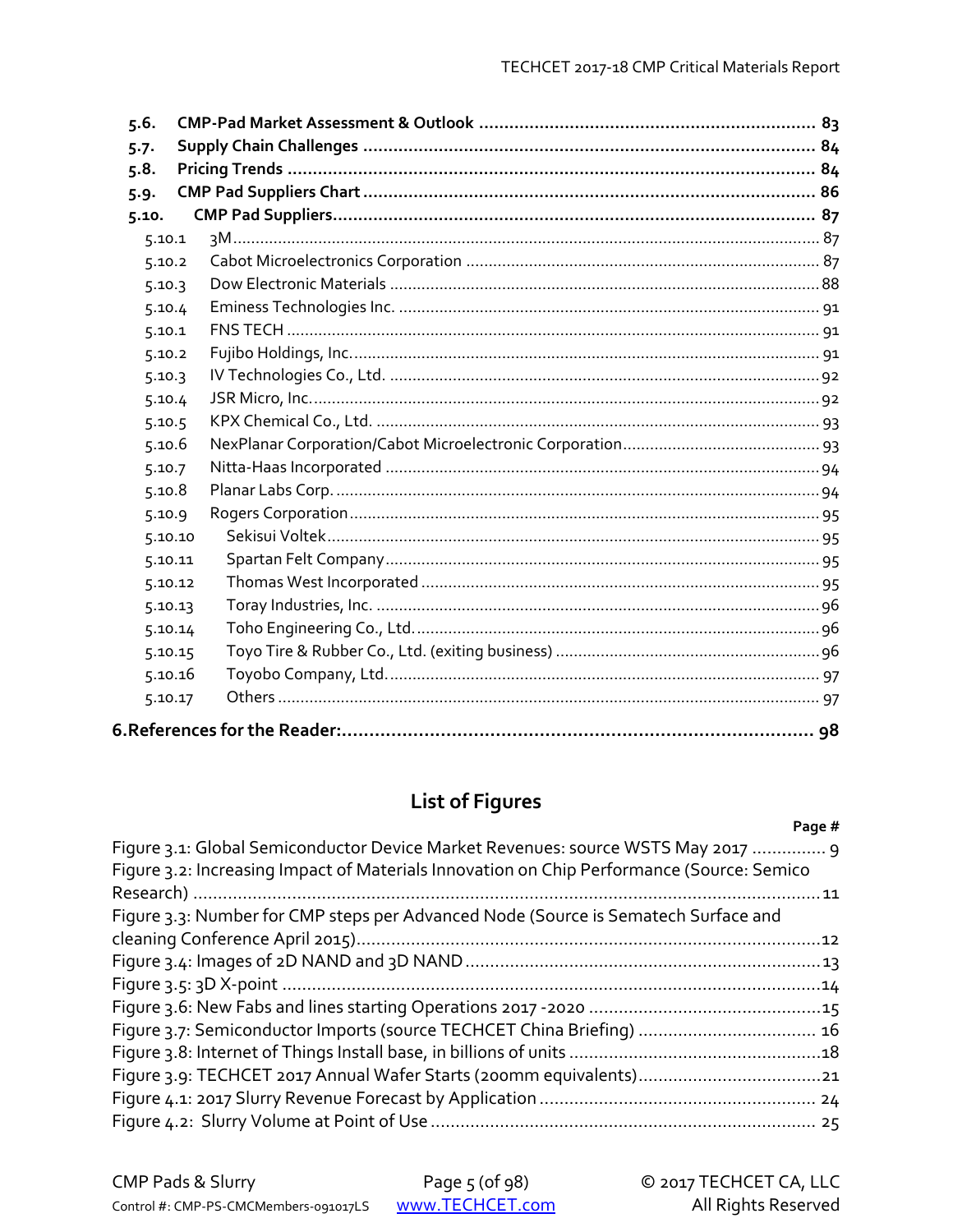5.6. **CMP-Pad Market Assessment & Outlook** ........................................................ **83**
5.7. **Supply Chain Challenges** ............................................................................ **84**
5.8. **Pricing Trends** ............................................................................................ **84**
5.9. **CMP Pad Suppliers Chart** ............................................................................ **86**
5.10. **CMP Pad Suppliers** ..................................................................................... **87**
5.10.1 3M ........................................................................................................ 87
5.10.2 Cabot Microelectronics Corporation ..................................................... 87
5.10.3 Dow Electronic Materials ..................................................................... 88
5.10.4 Eminess Technologies Inc. ................................................................... 91
5.10.1 FNS TECH ............................................................................................ 91
5.10.2 Fujibo Holdings, Inc. ............................................................................. 91
5.10.3 IV Technologies Co., Ltd. ..................................................................... 92
5.10.4 JSR Micro, Inc. ..................................................................................... 92
5.10.5 KPX Chemical Co., Ltd. ........................................................................ 93
5.10.6 NexPlanar Corporation/Cabot Microelectronic Corporation ................. 93
5.10.7 Nitta-Haas Incorporated ....................................................................... 94
5.10.8 Planar Labs Corp. ................................................................................. 94
5.10.9 Rogers Corporation .............................................................................. 95
5.10.10 Sekisui Voltek ..................................................................................... 95
5.10.11 Spartan Felt Company ........................................................................ 95
5.10.12 Thomas West Incorporated ................................................................ 95
5.10.13 Toray Industries, Inc. .......................................................................... 96
5.10.14 Toho Engineering Co., Ltd. ................................................................. 96
5.10.15 Toyo Tire & Rubber Co., Ltd. (exiting business) ................................. 96
5.10.16 Toyobo Company, Ltd. ........................................................................ 97
5.10.17 Others ................................................................................................. 97

**6. References for the Reader:** ........................................................................ **98**

## List of Figures

**Page #**

Figure 3.1: Global Semiconductor Device Market Revenues: source WSTS May 2017 ............... 9
Figure 3.2: Increasing Impact of Materials Innovation on Chip Performance (Source: Semico Research) ......... 11
Figure 3.3: Number for CMP steps per Advanced Node (Source is Sematech Surface and cleaning Conference April 2015) ......... 12
Figure 3.4: Images of 2D NAND and 3D NAND ......... 13
Figure 3.5: 3D X-point ......... 14
Figure 3.6: New Fabs and lines starting Operations 2017 -2020 ......... 15
Figure 3.7: Semiconductor Imports (source TECHCET China Briefing) ......... 16
Figure 3.8: Internet of Things Install base, in billions of units ......... 18
Figure 3.9: TECHCET 2017 Annual Wafer Starts (200mm equivalents) ......... 21
Figure 4.1: 2017 Slurry Revenue Forecast by Application ......... 24
Figure 4.2: Slurry Volume at Point of Use ......... 25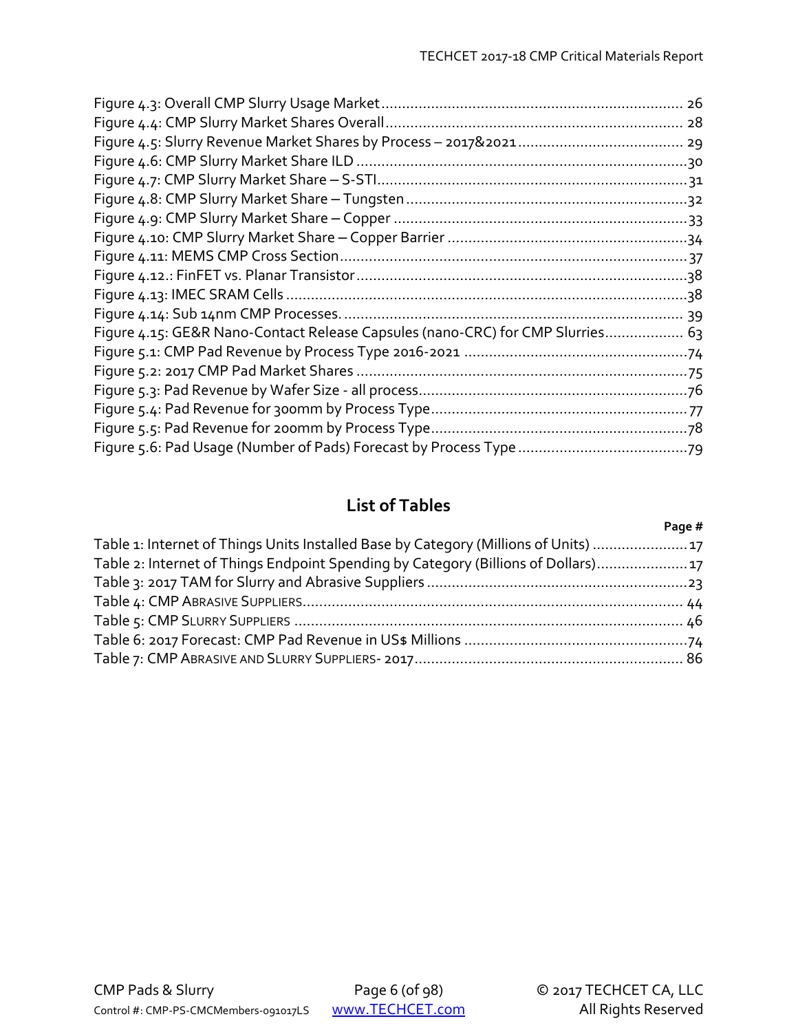Figure 4.3: Overall CMP Slurry Usage Market ........................................................................ 26
Figure 4.4: CMP Slurry Market Shares Overall ....................................................................... 28
Figure 4.5: Slurry Revenue Market Shares by Process – 2017&2021 ........................................ 29
Figure 4.6: CMP Slurry Market Share ILD ............................................................................... 30
Figure 4.7: CMP Slurry Market Share – S-STI ........................................................................... 31
Figure 4.8: CMP Slurry Market Share – Tungsten .................................................................... 32
Figure 4.9: CMP Slurry Market Share – Copper ...................................................................... 33
Figure 4.10: CMP Slurry Market Share – Copper Barrier .......................................................... 34
Figure 4.11: MEMS CMP Cross Section .................................................................................... 37
Figure 4.12.: FinFET vs. Planar Transistor ................................................................................ 38
Figure 4.13: IMEC SRAM Cells ................................................................................................ 38
Figure 4.14: Sub 14nm CMP Processes. .................................................................................. 39
Figure 4.15: GE&R Nano-Contact Release Capsules (nano-CRC) for CMP Slurries ................... 63
Figure 5.1: CMP Pad Revenue by Process Type 2016-2021 ...................................................... 74
Figure 5.2: 2017 CMP Pad Market Shares ............................................................................... 75
Figure 5.3: Pad Revenue by Wafer Size - all process ................................................................. 76
Figure 5.4: Pad Revenue for 300mm by Process Type ............................................................. 77
Figure 5.5: Pad Revenue for 200mm by Process Type ............................................................. 78
Figure 5.6: Pad Usage (Number of Pads) Forecast by Process Type ......................................... 79

## List of Tables

**Page #**

Table 1: Internet of Things Units Installed Base by Category (Millions of Units) ....................... 17
Table 2: Internet of Things Endpoint Spending by Category (Billions of Dollars) ...................... 17
Table 3: 2017 TAM for Slurry and Abrasive Suppliers .............................................................. 23
Table 4: CMP Abrasive Suppliers ........................................................................................... 44
Table 5: CMP Slurry Suppliers ............................................................................................. 46
Table 6: 2017 Forecast: CMP Pad Revenue in US$ Millions ..................................................... 74
Table 7: CMP Abrasive and Slurry Suppliers- 2017 ................................................................ 86